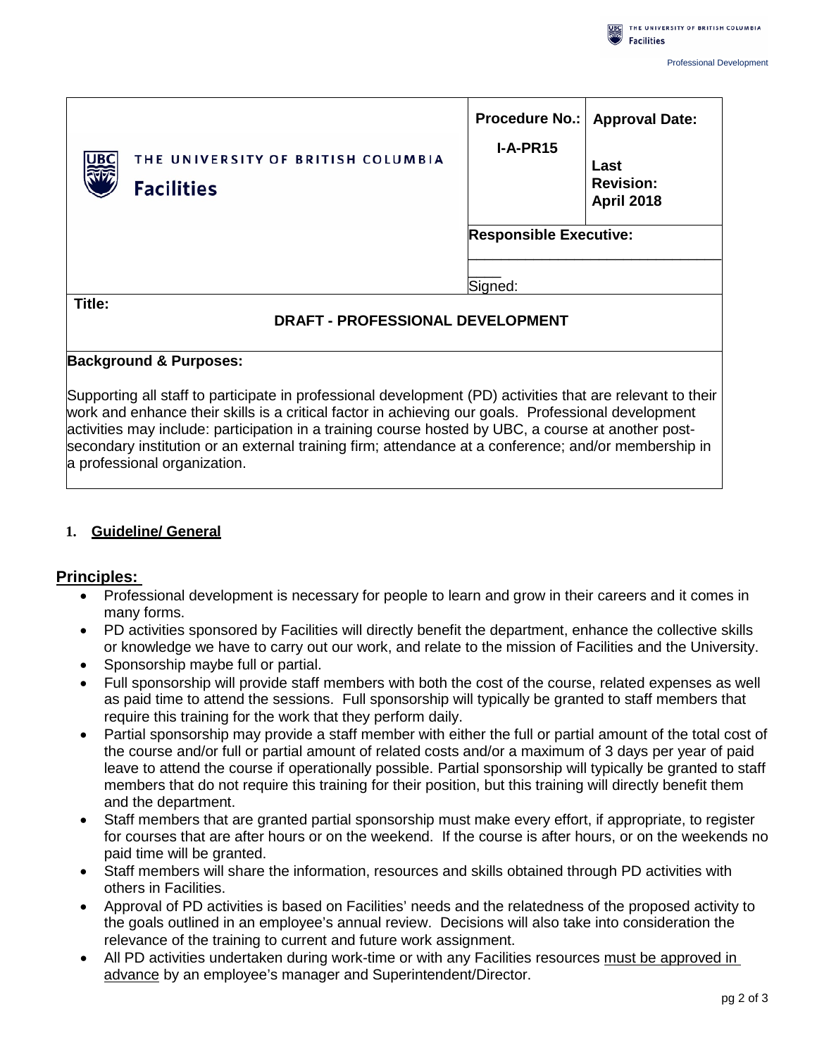| THE UNIVERSITY OF BRITISH COLUMBIA Facilities | **Procedure No.:** **I-A-PR15** | **Approval Date:** **Last Revision: April 2018** |
|---|---|---|
| | **Responsible Executive:** | |
| | Signed: | |

**Title:**

**DRAFT - PROFESSIONAL DEVELOPMENT**

**Background & Purposes:**

Supporting all staff to participate in professional development (PD) activities that are relevant to their work and enhance their skills is a critical factor in achieving our goals. Professional development activities may include: participation in a training course hosted by UBC, a course at another post-secondary institution or an external training firm; attendance at a conference; and/or membership in a professional organization.

## 1. Guideline/ General

### Principles:

- Professional development is necessary for people to learn and grow in their careers and it comes in many forms.
- PD activities sponsored by Facilities will directly benefit the department, enhance the collective skills or knowledge we have to carry out our work, and relate to the mission of Facilities and the University.
- Sponsorship maybe full or partial.
- Full sponsorship will provide staff members with both the cost of the course, related expenses as well as paid time to attend the sessions. Full sponsorship will typically be granted to staff members that require this training for the work that they perform daily.
- Partial sponsorship may provide a staff member with either the full or partial amount of the total cost of the course and/or full or partial amount of related costs and/or a maximum of 3 days per year of paid leave to attend the course if operationally possible. Partial sponsorship will typically be granted to staff members that do not require this training for their position, but this training will directly benefit them and the department.
- Staff members that are granted partial sponsorship must make every effort, if appropriate, to register for courses that are after hours or on the weekend. If the course is after hours, or on the weekends no paid time will be granted.
- Staff members will share the information, resources and skills obtained through PD activities with others in Facilities.
- Approval of PD activities is based on Facilities' needs and the relatedness of the proposed activity to the goals outlined in an employee's annual review. Decisions will also take into consideration the relevance of the training to current and future work assignment.
- All PD activities undertaken during work-time or with any Facilities resources <u>must be approved in advance</u> by an employee's manager and Superintendent/Director.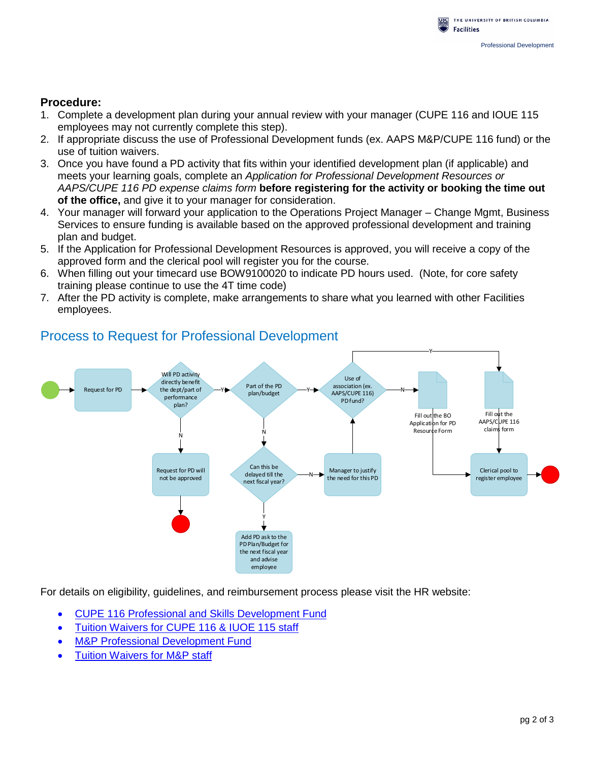**Procedure:**

1. Complete a development plan during your annual review with your manager (CUPE 116 and IOUE 115 employees may not currently complete this step).
2. If appropriate discuss the use of Professional Development funds (ex. AAPS M&P/CUPE 116 fund) or the use of tuition waivers.
3. Once you have found a PD activity that fits within your identified development plan (if applicable) and meets your learning goals, complete an *Application for Professional Development Resources or AAPS/CUPE 116 PD expense claims form* **before registering for the activity or booking the time out of the office,** and give it to your manager for consideration.
4. Your manager will forward your application to the Operations Project Manager – Change Mgmt, Business Services to ensure funding is available based on the approved professional development and training plan and budget.
5. If the Application for Professional Development Resources is approved, you will receive a copy of the approved form and the clerical pool will register you for the course.
6. When filling out your timecard use BOW9100020 to indicate PD hours used. (Note, for core safety training please continue to use the 4T time code)
7. After the PD activity is complete, make arrangements to share what you learned with other Facilities employees.

## Process to Request for Professional Development

For details on eligibility, guidelines, and reimbursement process please visit the HR website:

- CUPE 116 Professional and Skills Development Fund
- Tuition Waivers for CUPE 116 & IUOE 115 staff
- M&P Professional Development Fund
- Tuition Waivers for M&P staff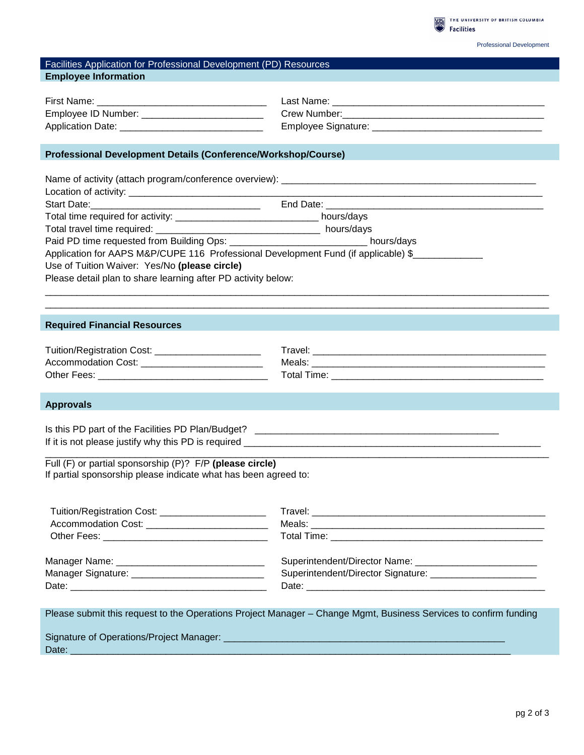# Facilities Application for Professional Development (PD) Resources

## Employee Information

First Name: ________________________________ Last Name: ________________________________________

Employee ID Number: _______________________ Crew Number:_______________________________________

Application Date: ___________________________ Employee Signature: ________________________________

## Professional Development Details (Conference/Workshop/Course)

Name of activity (attach program/conference overview): ________________________________________________

Location of activity: ____________________________________________________________________________

Start Date:________________________________ End Date: _________________________________________

Total time required for activity: ___________________________ hours/days

Total travel time required: _______________________________ hours/days

Paid PD time requested from Building Ops: __________________________ hours/days

Application for AAPS M&P/CUPE 116 Professional Development Fund (if applicable) $_____________

Use of Tuition Waiver: Yes/No **(please circle)**

Please detail plan to share learning after PD activity below:

______________________________________________________________________________________________

______________________________________________________________________________________________

## Required Financial Resources

Tuition/Registration Cost: ____________________ Travel: ____________________________________________

Accommodation Cost: _______________________ Meals: ____________________________________________

Other Fees: _______________________________ Total Time: ________________________________________

## Approvals

Is this PD part of the Facilities PD Plan/Budget? ______________________________________________

If it is not please justify why this PD is required ________________________________________________________

______________________________________________________________________________________________

Full (F) or partial sponsorship (P)? F/P **(please circle)**

If partial sponsorship please indicate what has been agreed to:

Tuition/Registration Cost: ____________________ Travel: ____________________________________________

Accommodation Cost: _______________________ Meals: ____________________________________________

Other Fees: _______________________________ Total Time: ________________________________________

Manager Name: ____________________________ Superintendent/Director Name: _______________________

Manager Signature: _________________________ Superintendent/Director Signature: ____________________

Date: _____________________________________ Date: ____________________________________________

Please submit this request to the Operations Project Manager – Change Mgmt, Business Services to confirm funding

Signature of Operations/Project Manager: _______________________________________________________

Date: _________________________________________________________________________________